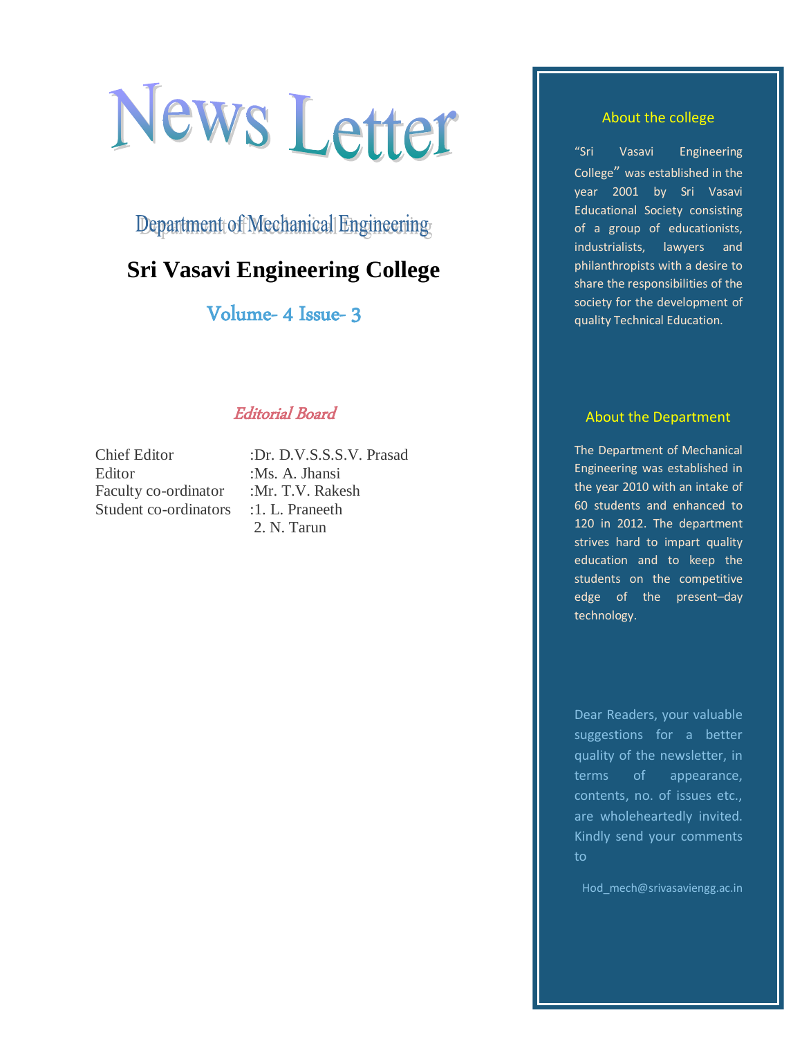# News Letter

## Department of Mechanical Engineering

## Sri Vasavi Engineering College

### Volume- 4 Issue- 3

*Editorial Board*

| | |
|---|---|
| Chief Editor | :Dr. D.V.S.S.S.V. Prasad |
| Editor | :Ms. A. Jhansi |
| Faculty co-ordinator | :Mr. T.V. Rakesh |
| Student co-ordinators | :1. L. Praneeth |
| | 2. N. Tarun |

### About the college

"Sri Vasavi Engineering College" was established in the year 2001 by Sri Vasavi Educational Society consisting of a group of educationists, industrialists, lawyers and philanthropists with a desire to share the responsibilities of the society for the development of quality Technical Education.

### About the Department

The Department of Mechanical Engineering was established in the year 2010 with an intake of 60 students and enhanced to 120 in 2012. The department strives hard to impart quality education and to keep the students on the competitive edge of the present–day technology.

Dear Readers, your valuable suggestions for a better quality of the newsletter, in terms of appearance, contents, no. of issues etc., are wholeheartedly invited. Kindly send your comments to

Hod_mech@srivasaviengg.ac.in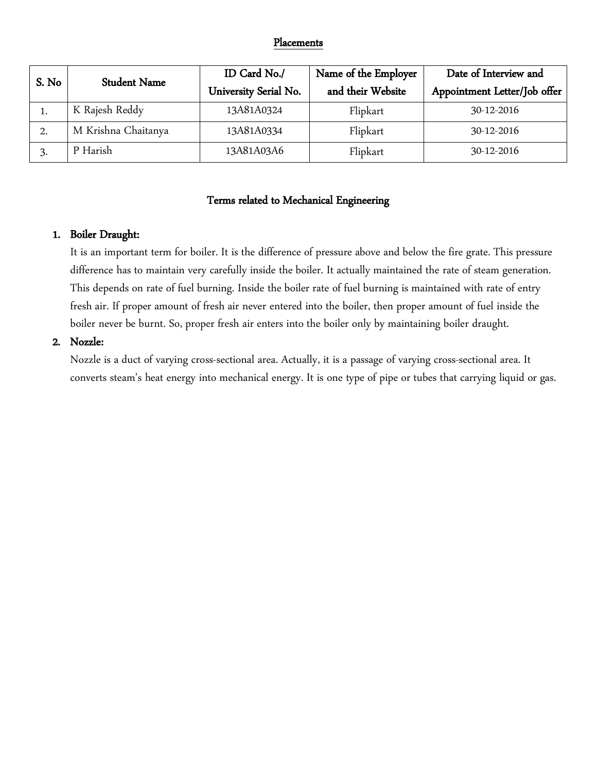## Placements

| S. No | Student Name | ID Card No./ University Serial No. | Name of the Employer and their Website | Date of Interview and Appointment Letter/Job offer |
|---|---|---|---|---|
| 1. | K Rajesh Reddy | 13A81A0324 | Flipkart | 30-12-2016 |
| 2. | M Krishna Chaitanya | 13A81A0334 | Flipkart | 30-12-2016 |
| 3. | P Harish | 13A81A03A6 | Flipkart | 30-12-2016 |

## Terms related to Mechanical Engineering

1. **Boiler Draught:**
   It is an important term for boiler. It is the difference of pressure above and below the fire grate. This pressure difference has to maintain very carefully inside the boiler. It actually maintained the rate of steam generation. This depends on rate of fuel burning. Inside the boiler rate of fuel burning is maintained with rate of entry fresh air. If proper amount of fresh air never entered into the boiler, then proper amount of fuel inside the boiler never be burnt. So, proper fresh air enters into the boiler only by maintaining boiler draught.

2. **Nozzle:**
   Nozzle is a duct of varying cross-sectional area. Actually, it is a passage of varying cross-sectional area. It converts steam's heat energy into mechanical energy. It is one type of pipe or tubes that carrying liquid or gas.